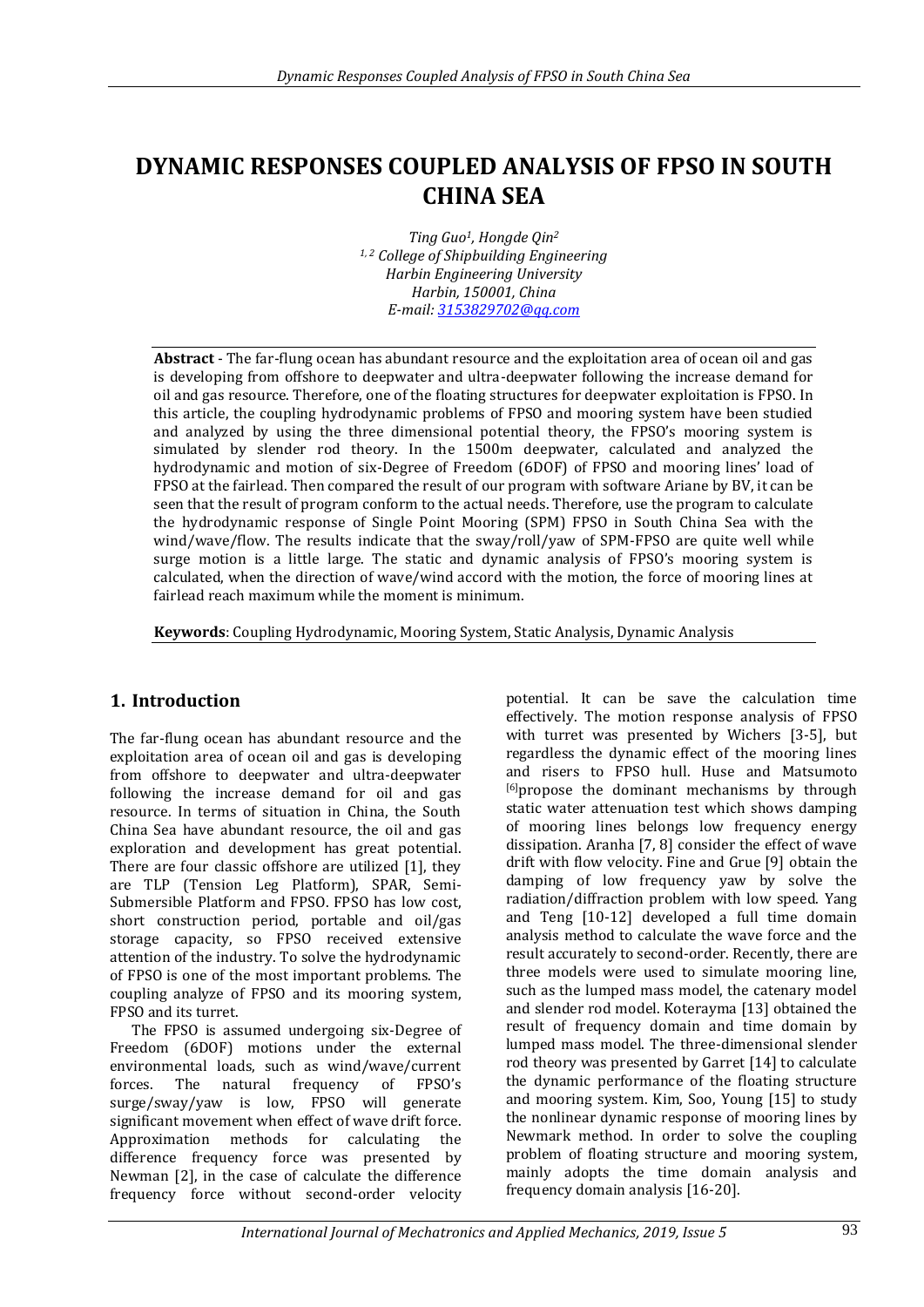# DYNAMIC RESPONSES COUPLED ANALYSIS OF FPSO IN SOUTH CHINA SEA

*Ting Guo[1], Hongde Qin[2]*
*[1, 2] College of Shipbuilding Engineering*
*Harbin Engineering University*
*Harbin, 150001, China*
*E-mail: 3153829702@qq.com*

**Abstract** - The far-flung ocean has abundant resource and the exploitation area of ocean oil and gas is developing from offshore to deepwater and ultra-deepwater following the increase demand for oil and gas resource. Therefore, one of the floating structures for deepwater exploitation is FPSO. In this article, the coupling hydrodynamic problems of FPSO and mooring system have been studied and analyzed by using the three dimensional potential theory, the FPSO's mooring system is simulated by slender rod theory. In the 1500m deepwater, calculated and analyzed the hydrodynamic and motion of six-Degree of Freedom (6DOF) of FPSO and mooring lines' load of FPSO at the fairlead. Then compared the result of our program with software Ariane by BV, it can be seen that the result of program conform to the actual needs. Therefore, use the program to calculate the hydrodynamic response of Single Point Mooring (SPM) FPSO in South China Sea with the wind/wave/flow. The results indicate that the sway/roll/yaw of SPM-FPSO are quite well while surge motion is a little large. The static and dynamic analysis of FPSO's mooring system is calculated, when the direction of wave/wind accord with the motion, the force of mooring lines at fairlead reach maximum while the moment is minimum.

**Keywords**: Coupling Hydrodynamic, Mooring System, Static Analysis, Dynamic Analysis

## 1. Introduction

The far-flung ocean has abundant resource and the exploitation area of ocean oil and gas is developing from offshore to deepwater and ultra-deepwater following the increase demand for oil and gas resource. In terms of situation in China, the South China Sea have abundant resource, the oil and gas exploration and development has great potential. There are four classic offshore are utilized [1], they are TLP (Tension Leg Platform), SPAR, Semi-Submersible Platform and FPSO. FPSO has low cost, short construction period, portable and oil/gas storage capacity, so FPSO received extensive attention of the industry. To solve the hydrodynamic of FPSO is one of the most important problems. The coupling analyze of FPSO and its mooring system, FPSO and its turret.

The FPSO is assumed undergoing six-Degree of Freedom (6DOF) motions under the external environmental loads, such as wind/wave/current forces. The natural frequency of FPSO's surge/sway/yaw is low, FPSO will generate significant movement when effect of wave drift force. Approximation methods for calculating the difference frequency force was presented by Newman [2], in the case of calculate the difference frequency force without second-order velocity potential. It can be save the calculation time effectively. The motion response analysis of FPSO with turret was presented by Wichers [3-5], but regardless the dynamic effect of the mooring lines and risers to FPSO hull. Huse and Matsumoto [6]propose the dominant mechanisms by through static water attenuation test which shows damping of mooring lines belongs low frequency energy dissipation. Aranha [7, 8] consider the effect of wave drift with flow velocity. Fine and Grue [9] obtain the damping of low frequency yaw by solve the radiation/diffraction problem with low speed. Yang and Teng [10-12] developed a full time domain analysis method to calculate the wave force and the result accurately to second-order. Recently, there are three models were used to simulate mooring line, such as the lumped mass model, the catenary model and slender rod model. Koterayma [13] obtained the result of frequency domain and time domain by lumped mass model. The three-dimensional slender rod theory was presented by Garret [14] to calculate the dynamic performance of the floating structure and mooring system. Kim, Soo, Young [15] to study the nonlinear dynamic response of mooring lines by Newmark method. In order to solve the coupling problem of floating structure and mooring system, mainly adopts the time domain analysis and frequency domain analysis [16-20].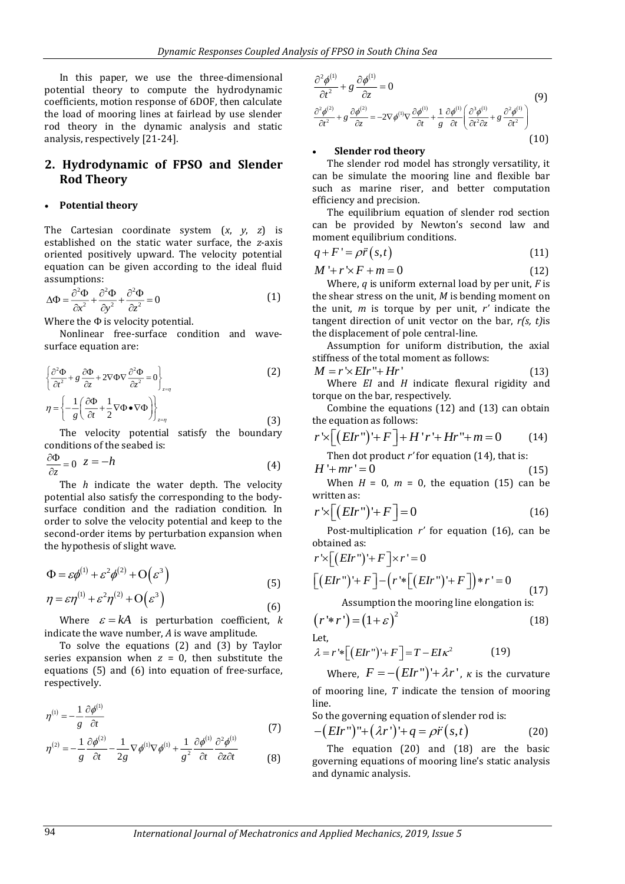In this paper, we use the three-dimensional potential theory to compute the hydrodynamic coefficients, motion response of 6DOF, then calculate the load of mooring lines at fairlead by use slender rod theory in the dynamic analysis and static analysis, respectively [21-24].

## 2. Hydrodynamic of FPSO and Slender Rod Theory

- **Potential theory**

The Cartesian coordinate system ($x$, $y$, $z$) is established on the static water surface, the $z$-axis oriented positively upward. The velocity potential equation can be given according to the ideal fluid assumptions:

$$\Delta\Phi = \frac{\partial^2\Phi}{\partial x^2} + \frac{\partial^2\Phi}{\partial y^2} + \frac{\partial^2\Phi}{\partial z^2} = 0 \tag{1}$$

Where the $\Phi$ is velocity potential.

Nonlinear free-surface condition and wave-surface equation are:

$$\left\{\frac{\partial^2\Phi}{\partial t^2} + g\frac{\partial\Phi}{\partial z} + 2\nabla\Phi\nabla\frac{\partial^2\Phi}{\partial z^2} = 0\right\}_{z=\eta} \tag{2}$$

$$\eta = \left\{-\frac{1}{g}\left(\frac{\partial\Phi}{\partial t} + \frac{1}{2}\nabla\Phi \bullet \nabla\Phi\right)\right\}_{z=\eta} \tag{3}$$

The velocity potential satisfy the boundary conditions of the seabed is:

$$\frac{\partial\Phi}{\partial z} = 0 \quad z = -h \tag{4}$$

The $h$ indicate the water depth. The velocity potential also satisfy the corresponding to the body-surface condition and the radiation condition. In order to solve the velocity potential and keep to the second-order items by perturbation expansion when the hypothesis of slight wave.

$$\Phi = \varepsilon\phi^{(1)} + \varepsilon^2\phi^{(2)} + O\left(\varepsilon^3\right) \tag{5}$$

$$\eta = \varepsilon\eta^{(1)} + \varepsilon^2\eta^{(2)} + O\left(\varepsilon^3\right) \tag{6}$$

Where $\varepsilon = kA$ is perturbation coefficient, $k$ indicate the wave number, $A$ is wave amplitude.

To solve the equations (2) and (3) by Taylor series expansion when $z$ = 0, then substitute the equations (5) and (6) into equation of free-surface, respectively.

$$\eta^{(1)} = -\frac{1}{g}\frac{\partial\phi^{(1)}}{\partial t} \tag{7}$$

$$\eta^{(2)} = -\frac{1}{g}\frac{\partial\phi^{(2)}}{\partial t} - \frac{1}{2g}\nabla\phi^{(1)}\nabla\phi^{(1)} + \frac{1}{g^2}\frac{\partial\phi^{(1)}}{\partial t}\frac{\partial^2\phi^{(1)}}{\partial z\partial t} \tag{8}$$

$$\frac{\partial^2\phi^{(1)}}{\partial t^2} + g\frac{\partial\phi^{(1)}}{\partial z} = 0 \tag{9}$$

$$\frac{\partial^2\phi^{(2)}}{\partial t^2} + g\frac{\partial\phi^{(2)}}{\partial z} = -2\nabla\phi^{(1)}\nabla\frac{\partial\phi^{(1)}}{\partial t} + \frac{1}{g}\frac{\partial\phi^{(1)}}{\partial t}\left(\frac{\partial^3\phi^{(1)}}{\partial t^2\partial z} + g\frac{\partial^2\phi^{(1)}}{\partial t^2}\right) \tag{10}$$

- **Slender rod theory**

The slender rod model has strongly versatility, it can be simulate the mooring line and flexible bar such as marine riser, and better computation efficiency and precision.

The equilibrium equation of slender rod section can be provided by Newton's second law and moment equilibrium conditions.

$$q + F' = \rho\ddot{r}\left(s,t\right) \tag{11}$$

$$M' + r' \times F + m = 0 \tag{12}$$

Where, $q$ is uniform external load by per unit, $F$ is the shear stress on the unit, $M$ is bending moment on the unit, $m$ is torque by per unit, $r'$ indicate the tangent direction of unit vector on the bar, $r(s, t)$is the displacement of pole central-line.

Assumption for uniform distribution, the axial stiffness of the total moment as follows:

$$M = r' \times EIr'' + Hr' \tag{13}$$

Where $EI$ and $H$ indicate flexural rigidity and torque on the bar, respectively.

Combine the equations (12) and (13) can obtain the equation as follows:

$$r' \times \left[\left(EIr''\right)' + F\right] + H'r' + Hr'' + m = 0 \tag{14}$$

Then dot product $r'$ for equation (14), that is:

$$H' + mr' = 0 \tag{15}$$

When $H$ = 0, $m$ = 0, the equation (15) can be written as:

$$r' \times \left[\left(EIr''\right)' + F\right] = 0 \tag{16}$$

Post-multiplication $r'$ for equation (16), can be obtained as:

$$r' \times \left[\left(EIr''\right)' + F\right] \times r' = 0$$

$$\left[\left(EIr''\right)' + F\right] - \left(r' * \left[\left(EIr''\right)' + F\right]\right) * r' = 0 \tag{17}$$

Assumption the mooring line elongation is:

$$\left(r' * r'\right) = \left(1 + \varepsilon\right)^2 \tag{18}$$

Let,

$$\lambda = r' * \left[\left(EIr''\right)' + F\right] = T - EI\kappa^2 \tag{19}$$

Where, $F = -\left(EIr''\right)' + \lambda r'$, $\kappa$ is the curvature of mooring line, $T$ indicate the tension of mooring line.

So the governing equation of slender rod is:

$$-\left(EIr''\right)'' + \left(\lambda r'\right)' + q = \rho\ddot{r}\left(s,t\right) \tag{20}$$

The equation (20) and (18) are the basic governing equations of mooring line's static analysis and dynamic analysis.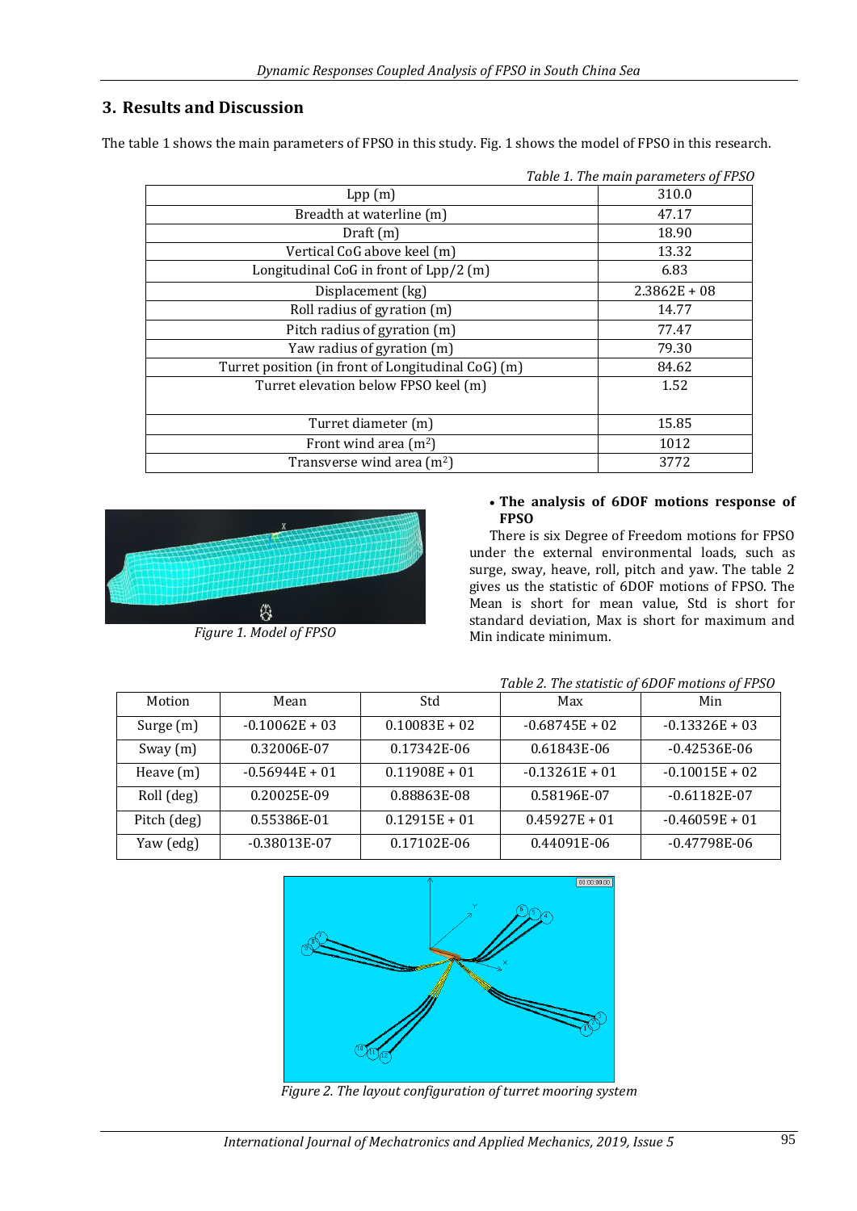## 3. Results and Discussion

The table 1 shows the main parameters of FPSO in this study. Fig. 1 shows the model of FPSO in this research.

*Table 1. The main parameters of FPSO*

| | |
|---|---|
| Lpp (m) | 310.0 |
| Breadth at waterline (m) | 47.17 |
| Draft (m) | 18.90 |
| Vertical CoG above keel (m) | 13.32 |
| Longitudinal CoG in front of Lpp/2 (m) | 6.83 |
| Displacement (kg) | 2.3862E + 08 |
| Roll radius of gyration (m) | 14.77 |
| Pitch radius of gyration (m) | 77.47 |
| Yaw radius of gyration (m) | 79.30 |
| Turret position (in front of Longitudinal CoG) (m) | 84.62 |
| Turret elevation below FPSO keel (m) | 1.52 |
| Turret diameter (m) | 15.85 |
| Front wind area ($m^2$) | 1012 |
| Transverse wind area ($m^2$) | 3772 |

*Figure 1. Model of FPSO*

- **The analysis of 6DOF motions response of FPSO**

There is six Degree of Freedom motions for FPSO under the external environmental loads, such as surge, sway, heave, roll, pitch and yaw. The table 2 gives us the statistic of 6DOF motions of FPSO. The Mean is short for mean value, Std is short for standard deviation, Max is short for maximum and Min indicate minimum.

*Table 2. The statistic of 6DOF motions of FPSO*

| Motion | Mean | Std | Max | Min |
|---|---|---|---|---|
| Surge (m) | -0.10062E + 03 | 0.10083E + 02 | -0.68745E + 02 | -0.13326E + 03 |
| Sway (m) | 0.32006E-07 | 0.17342E-06 | 0.61843E-06 | -0.42536E-06 |
| Heave (m) | -0.56944E + 01 | 0.11908E + 01 | -0.13261E + 01 | -0.10015E + 02 |
| Roll (deg) | 0.20025E-09 | 0.88863E-08 | 0.58196E-07 | -0.61182E-07 |
| Pitch (deg) | 0.55386E-01 | 0.12915E + 01 | 0.45927E + 01 | -0.46059E + 01 |
| Yaw (edg) | -0.38013E-07 | 0.17102E-06 | 0.44091E-06 | -0.47798E-06 |

*Figure 2. The layout configuration of turret mooring system*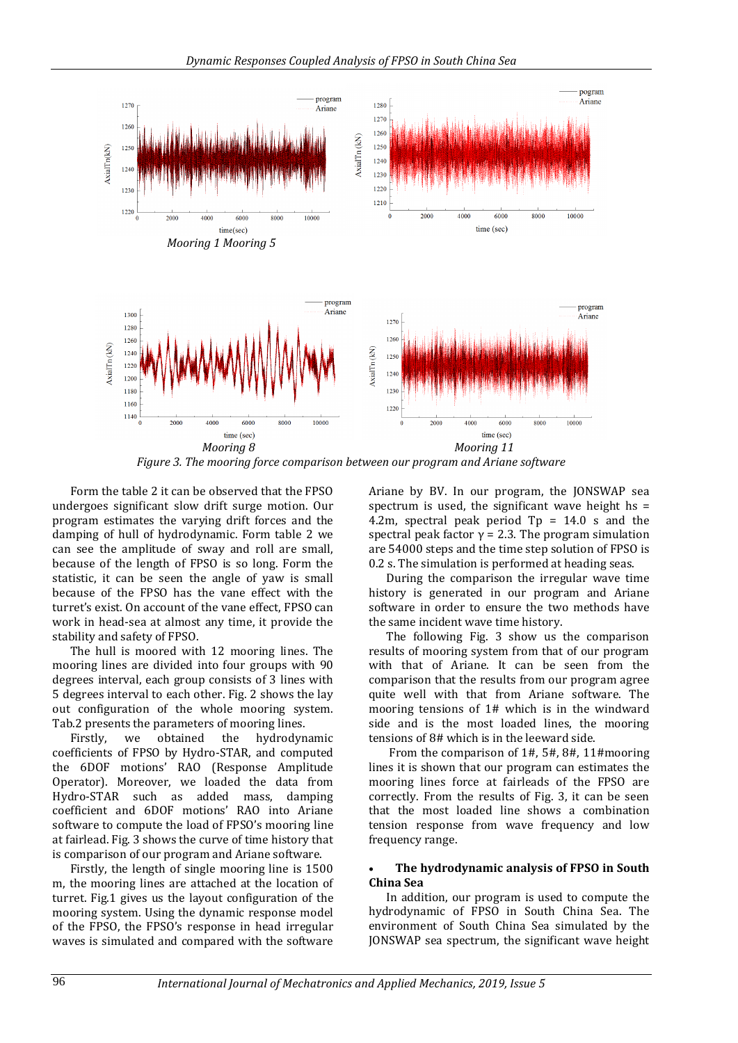Mooring 1 Mooring 5

Mooring 8 Mooring 11

*Figure 3. The mooring force comparison between our program and Ariane software*

Form the table 2 it can be observed that the FPSO undergoes significant slow drift surge motion. Our program estimates the varying drift forces and the damping of hull of hydrodynamic. Form table 2 we can see the amplitude of sway and roll are small, because of the length of FPSO is so long. Form the statistic, it can be seen the angle of yaw is small because of the FPSO has the vane effect with the turret's exist. On account of the vane effect, FPSO can work in head-sea at almost any time, it provide the stability and safety of FPSO.

The hull is moored with 12 mooring lines. The mooring lines are divided into four groups with 90 degrees interval, each group consists of 3 lines with 5 degrees interval to each other. Fig. 2 shows the lay out configuration of the whole mooring system. Tab.2 presents the parameters of mooring lines.

Firstly, we obtained the hydrodynamic coefficients of FPSO by Hydro-STAR, and computed the 6DOF motions' RAO (Response Amplitude Operator). Moreover, we loaded the data from Hydro-STAR such as added mass, damping coefficient and 6DOF motions' RAO into Ariane software to compute the load of FPSO's mooring line at fairlead. Fig. 3 shows the curve of time history that is comparison of our program and Ariane software.

Firstly, the length of single mooring line is 1500 m, the mooring lines are attached at the location of turret. Fig.1 gives us the layout configuration of the mooring system. Using the dynamic response model of the FPSO, the FPSO's response in head irregular waves is simulated and compared with the software Ariane by BV. In our program, the JONSWAP sea spectrum is used, the significant wave height hs = 4.2m, spectral peak period Tp = 14.0 s and the spectral peak factor γ = 2.3. The program simulation are 54000 steps and the time step solution of FPSO is 0.2 s. The simulation is performed at heading seas.

During the comparison the irregular wave time history is generated in our program and Ariane software in order to ensure the two methods have the same incident wave time history.

The following Fig. 3 show us the comparison results of mooring system from that of our program with that of Ariane. It can be seen from the comparison that the results from our program agree quite well with that from Ariane software. The mooring tensions of 1# which is in the windward side and is the most loaded lines, the mooring tensions of 8# which is in the leeward side.

From the comparison of 1#, 5#, 8#, 11#mooring lines it is shown that our program can estimates the mooring lines force at fairleads of the FPSO are correctly. From the results of Fig. 3, it can be seen that the most loaded line shows a combination tension response from wave frequency and low frequency range.

- **The hydrodynamic analysis of FPSO in South China Sea**

In addition, our program is used to compute the hydrodynamic of FPSO in South China Sea. The environment of South China Sea simulated by the JONSWAP sea spectrum, the significant wave height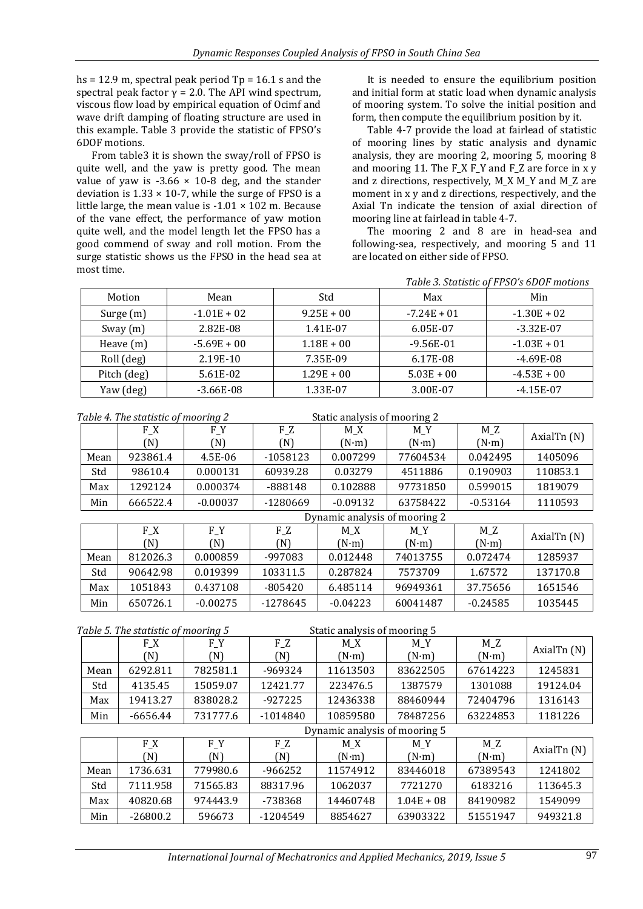hs = 12.9 m, spectral peak period Tp = 16.1 s and the spectral peak factor γ = 2.0. The API wind spectrum, viscous flow load by empirical equation of Ocimf and wave drift damping of floating structure are used in this example. Table 3 provide the statistic of FPSO's 6DOF motions.

From table3 it is shown the sway/roll of FPSO is quite well, and the yaw is pretty good. The mean value of yaw is -3.66 × 10-8 deg, and the stander deviation is 1.33 × 10-7, while the surge of FPSO is a little large, the mean value is -1.01 × 102 m. Because of the vane effect, the performance of yaw motion quite well, and the model length let the FPSO has a good commend of sway and roll motion. From the surge statistic shows us the FPSO in the head sea at most time.

It is needed to ensure the equilibrium position and initial form at static load when dynamic analysis of mooring system. To solve the initial position and form, then compute the equilibrium position by it.

Table 4-7 provide the load at fairlead of statistic of mooring lines by static analysis and dynamic analysis, they are mooring 2, mooring 5, mooring 8 and mooring 11. The F_X F_Y and F_Z are force in x y and z directions, respectively, M_X M_Y and M_Z are moment in x y and z directions, respectively, and the Axial Tn indicate the tension of axial direction of mooring line at fairlead in table 4-7.

The mooring 2 and 8 are in head-sea and following-sea, respectively, and mooring 5 and 11 are located on either side of FPSO.

*Table 3. Statistic of FPSO's 6DOF motions*

| Motion | Mean | Std | Max | Min |
|---|---|---|---|---|
| Surge (m) | -1.01E + 02 | 9.25E + 00 | -7.24E + 01 | -1.30E + 02 |
| Sway (m) | 2.82E-08 | 1.41E-07 | 6.05E-07 | -3.32E-07 |
| Heave (m) | -5.69E + 00 | 1.18E + 00 | -9.56E-01 | -1.03E + 01 |
| Roll (deg) | 2.19E-10 | 7.35E-09 | 6.17E-08 | -4.69E-08 |
| Pitch (deg) | 5.61E-02 | 1.29E + 00 | 5.03E + 00 | -4.53E + 00 |
| Yaw (deg) | -3.66E-08 | 1.33E-07 | 3.00E-07 | -4.15E-07 |

*Table 4. The statistic of mooring 2*

Static analysis of mooring 2

| | F_X (N) | F_Y (N) | F_Z (N) | M_X (N·m) | M_Y (N·m) | M_Z (N·m) | AxialTn (N) |
|---|---|---|---|---|---|---|---|
| Mean | 923861.4 | 4.5E-06 | -1058123 | 0.007299 | 77604534 | 0.042495 | 1405096 |
| Std | 98610.4 | 0.000131 | 60939.28 | 0.03279 | 4511886 | 0.190903 | 110853.1 |
| Max | 1292124 | 0.000374 | -888148 | 0.102888 | 97731850 | 0.599015 | 1819079 |
| Min | 666522.4 | -0.00037 | -1280669 | -0.09132 | 63758422 | -0.53164 | 1110593 |

Dynamic analysis of mooring 2

| | F_X (N) | F_Y (N) | F_Z (N) | M_X (N·m) | M_Y (N·m) | M_Z (N·m) | AxialTn (N) |
|---|---|---|---|---|---|---|---|
| Mean | 812026.3 | 0.000859 | -997083 | 0.012448 | 74013755 | 0.072474 | 1285937 |
| Std | 90642.98 | 0.019399 | 103311.5 | 0.287824 | 7573709 | 1.67572 | 137170.8 |
| Max | 1051843 | 0.437108 | -805420 | 6.485114 | 96949361 | 37.75656 | 1651546 |
| Min | 650726.1 | -0.00275 | -1278645 | -0.04223 | 60041487 | -0.24585 | 1035445 |

*Table 5. The statistic of mooring 5*

Static analysis of mooring 5

| | F_X (N) | F_Y (N) | F_Z (N) | M_X (N·m) | M_Y (N·m) | M_Z (N·m) | AxialTn (N) |
|---|---|---|---|---|---|---|---|
| Mean | 6292.811 | 782581.1 | -969324 | 11613503 | 83622505 | 67614223 | 1245831 |
| Std | 4135.45 | 15059.07 | 12421.77 | 223476.5 | 1387579 | 1301088 | 19124.04 |
| Max | 19413.27 | 838028.2 | -927225 | 12436338 | 88460944 | 72404796 | 1316143 |
| Min | -6656.44 | 731777.6 | -1014840 | 10859580 | 78487256 | 63224853 | 1181226 |

Dynamic analysis of mooring 5

| | F_X (N) | F_Y (N) | F_Z (N) | M_X (N·m) | M_Y (N·m) | M_Z (N·m) | AxialTn (N) |
|---|---|---|---|---|---|---|---|
| Mean | 1736.631 | 779980.6 | -966252 | 11574912 | 83446018 | 67389543 | 1241802 |
| Std | 7111.958 | 71565.83 | 88317.96 | 1062037 | 7721270 | 6183216 | 113645.3 |
| Max | 40820.68 | 974443.9 | -738368 | 14460748 | 1.04E + 08 | 84190982 | 1549099 |
| Min | -26800.2 | 596673 | -1204549 | 8854627 | 63903322 | 51551947 | 949321.8 |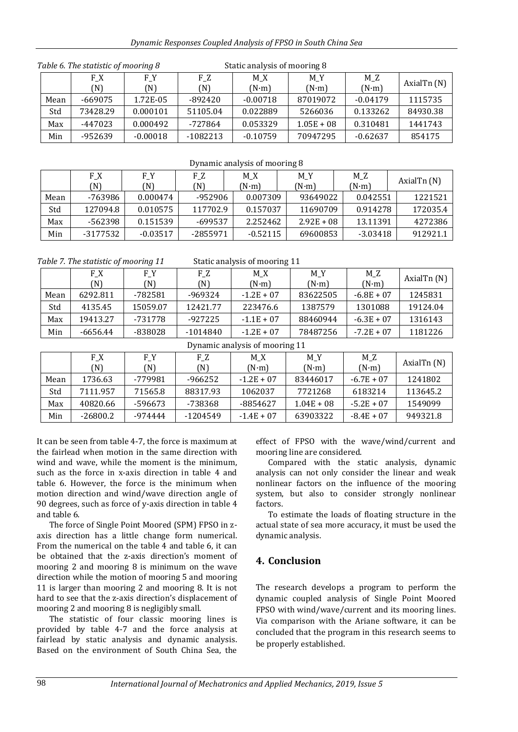*Table 6. The statistic of mooring 8*

Static analysis of mooring 8

| | F_X (N) | F_Y (N) | F_Z (N) | M_X (N·m) | M_Y (N·m) | M_Z (N·m) | AxialTn (N) |
|---|---|---|---|---|---|---|---|
| Mean | -669075 | 1.72E-05 | -892420 | -0.00718 | 87019072 | -0.04179 | 1115735 |
| Std | 73428.29 | 0.000101 | 51105.04 | 0.022889 | 5266036 | 0.133262 | 84930.38 |
| Max | -447023 | 0.000492 | -727864 | 0.053329 | 1.05E + 08 | 0.310481 | 1441743 |
| Min | -952639 | -0.00018 | -1082213 | -0.10759 | 70947295 | -0.62637 | 854175 |

Dynamic analysis of mooring 8

| | F_X (N) | F_Y (N) | F_Z (N) | M_X (N·m) | M_Y (N·m) | M_Z (N·m) | AxialTn (N) |
|---|---|---|---|---|---|---|---|
| Mean | -763986 | 0.000474 | -952906 | 0.007309 | 93649022 | 0.042551 | 1221521 |
| Std | 127094.8 | 0.010575 | 117702.9 | 0.157037 | 11690709 | 0.914278 | 172035.4 |
| Max | -562398 | 0.151539 | -699537 | 2.252462 | 2.92E + 08 | 13.11391 | 4272386 |
| Min | -3177532 | -0.03517 | -2855971 | -0.52115 | 69600853 | -3.03418 | 912921.1 |

*Table 7. The statistic of mooring 11*

Static analysis of mooring 11

| | F_X (N) | F_Y (N) | F_Z (N) | M_X (N·m) | M_Y (N·m) | M_Z (N·m) | AxialTn (N) |
|---|---|---|---|---|---|---|---|
| Mean | 6292.811 | -782581 | -969324 | -1.2E + 07 | 83622505 | -6.8E + 07 | 1245831 |
| Std | 4135.45 | 15059.07 | 12421.77 | 223476.6 | 1387579 | 1301088 | 19124.04 |
| Max | 19413.27 | -731778 | -927225 | -1.1E + 07 | 88460944 | -6.3E + 07 | 1316143 |
| Min | -6656.44 | -838028 | -1014840 | -1.2E + 07 | 78487256 | -7.2E + 07 | 1181226 |

Dynamic analysis of mooring 11

| | F_X (N) | F_Y (N) | F_Z (N) | M_X (N·m) | M_Y (N·m) | M_Z (N·m) | AxialTn (N) |
|---|---|---|---|---|---|---|---|
| Mean | 1736.63 | -779981 | -966252 | -1.2E + 07 | 83446017 | -6.7E + 07 | 1241802 |
| Std | 7111.957 | 71565.8 | 88317.93 | 1062037 | 7721268 | 6183214 | 113645.2 |
| Max | 40820.66 | -596673 | -738368 | -8854627 | 1.04E + 08 | -5.2E + 07 | 1549099 |
| Min | -26800.2 | -974444 | -1204549 | -1.4E + 07 | 63903322 | -8.4E + 07 | 949321.8 |

It can be seen from table 4-7, the force is maximum at the fairlead when motion in the same direction with wind and wave, while the moment is the minimum, such as the force in x-axis direction in table 4 and table 6. However, the force is the minimum when motion direction and wind/wave direction angle of 90 degrees, such as force of y-axis direction in table 4 and table 6.

The force of Single Point Moored (SPM) FPSO in z-axis direction has a little change form numerical. From the numerical on the table 4 and table 6, it can be obtained that the z-axis direction's moment of mooring 2 and mooring 8 is minimum on the wave direction while the motion of mooring 5 and mooring 11 is larger than mooring 2 and mooring 8. It is not hard to see that the z-axis direction's displacement of mooring 2 and mooring 8 is negligibly small.

The statistic of four classic mooring lines is provided by table 4-7 and the force analysis at fairlead by static analysis and dynamic analysis. Based on the environment of South China Sea, the effect of FPSO with the wave/wind/current and mooring line are considered.

Compared with the static analysis, dynamic analysis can not only consider the linear and weak nonlinear factors on the influence of the mooring system, but also to consider strongly nonlinear factors.

To estimate the loads of floating structure in the actual state of sea more accuracy, it must be used the dynamic analysis.

## 4. Conclusion

The research develops a program to perform the dynamic coupled analysis of Single Point Moored FPSO with wind/wave/current and its mooring lines. Via comparison with the Ariane software, it can be concluded that the program in this research seems to be properly established.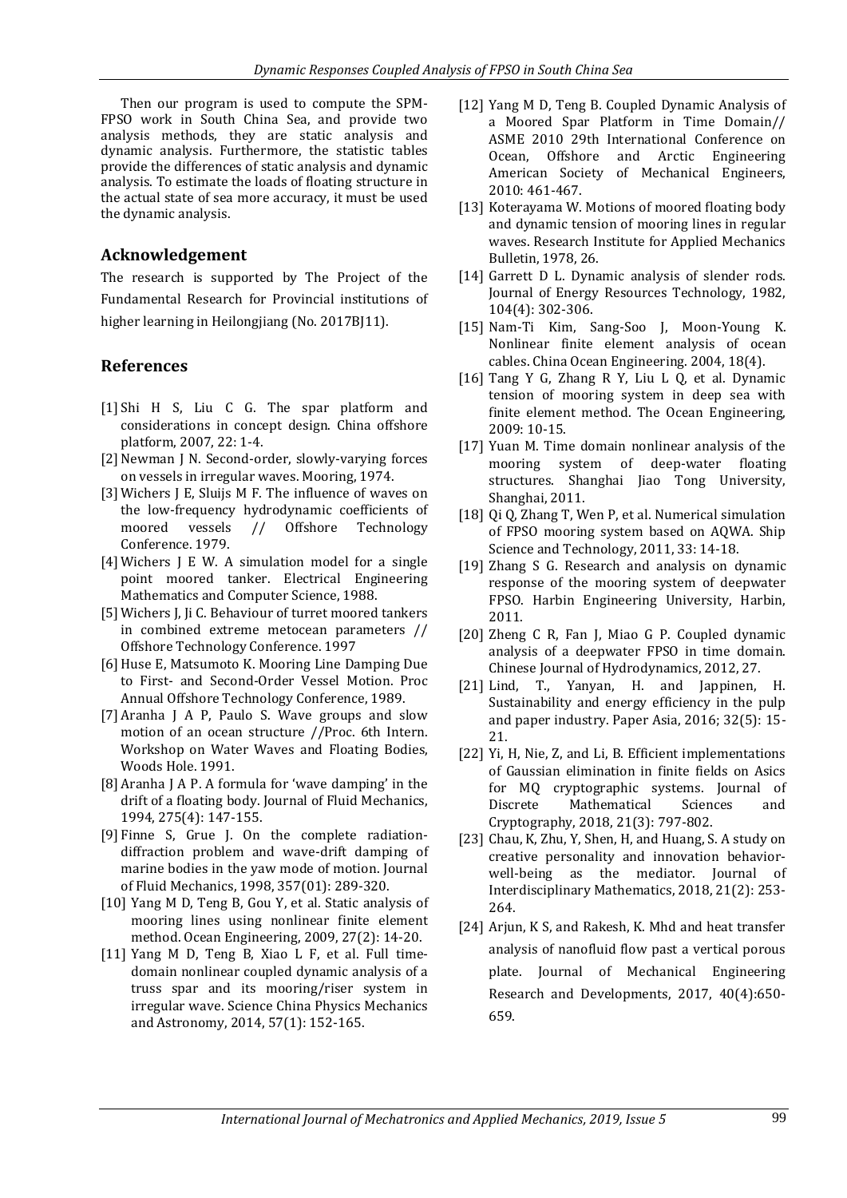Then our program is used to compute the SPM-FPSO work in South China Sea, and provide two analysis methods, they are static analysis and dynamic analysis. Furthermore, the statistic tables provide the differences of static analysis and dynamic analysis. To estimate the loads of floating structure in the actual state of sea more accuracy, it must be used the dynamic analysis.

## Acknowledgement

The research is supported by The Project of the Fundamental Research for Provincial institutions of higher learning in Heilongjiang (No. 2017BJ11).

## References

[1] Shi H S, Liu C G. The spar platform and considerations in concept design. China offshore platform, 2007, 22: 1-4.

[2] Newman J N. Second-order, slowly-varying forces on vessels in irregular waves. Mooring, 1974.

[3] Wichers J E, Sluijs M F. The influence of waves on the low-frequency hydrodynamic coefficients of moored vessels // Offshore Technology Conference. 1979.

[4] Wichers J E W. A simulation model for a single point moored tanker. Electrical Engineering Mathematics and Computer Science, 1988.

[5] Wichers J, Ji C. Behaviour of turret moored tankers in combined extreme metocean parameters // Offshore Technology Conference. 1997

[6] Huse E, Matsumoto K. Mooring Line Damping Due to First- and Second-Order Vessel Motion. Proc Annual Offshore Technology Conference, 1989.

[7] Aranha J A P, Paulo S. Wave groups and slow motion of an ocean structure //Proc. 6th Intern. Workshop on Water Waves and Floating Bodies, Woods Hole. 1991.

[8] Aranha J A P. A formula for 'wave damping' in the drift of a floating body. Journal of Fluid Mechanics, 1994, 275(4): 147-155.

[9] Finne S, Grue J. On the complete radiation-diffraction problem and wave-drift damping of marine bodies in the yaw mode of motion. Journal of Fluid Mechanics, 1998, 357(01): 289-320.

[10] Yang M D, Teng B, Gou Y, et al. Static analysis of mooring lines using nonlinear finite element method. Ocean Engineering, 2009, 27(2): 14-20.

[11] Yang M D, Teng B, Xiao L F, et al. Full time-domain nonlinear coupled dynamic analysis of a truss spar and its mooring/riser system in irregular wave. Science China Physics Mechanics and Astronomy, 2014, 57(1): 152-165.

[12] Yang M D, Teng B. Coupled Dynamic Analysis of a Moored Spar Platform in Time Domain// ASME 2010 29th International Conference on Ocean, Offshore and Arctic Engineering American Society of Mechanical Engineers, 2010: 461-467.

[13] Koterayama W. Motions of moored floating body and dynamic tension of mooring lines in regular waves. Research Institute for Applied Mechanics Bulletin, 1978, 26.

[14] Garrett D L. Dynamic analysis of slender rods. Journal of Energy Resources Technology, 1982, 104(4): 302-306.

[15] Nam-Ti Kim, Sang-Soo J, Moon-Young K. Nonlinear finite element analysis of ocean cables. China Ocean Engineering. 2004, 18(4).

[16] Tang Y G, Zhang R Y, Liu L Q, et al. Dynamic tension of mooring system in deep sea with finite element method. The Ocean Engineering, 2009: 10-15.

[17] Yuan M. Time domain nonlinear analysis of the mooring system of deep-water floating structures. Shanghai Jiao Tong University, Shanghai, 2011.

[18] Qi Q, Zhang T, Wen P, et al. Numerical simulation of FPSO mooring system based on AQWA. Ship Science and Technology, 2011, 33: 14-18.

[19] Zhang S G. Research and analysis on dynamic response of the mooring system of deepwater FPSO. Harbin Engineering University, Harbin, 2011.

[20] Zheng C R, Fan J, Miao G P. Coupled dynamic analysis of a deepwater FPSO in time domain. Chinese Journal of Hydrodynamics, 2012, 27.

[21] Lind, T., Yanyan, H. and Jappinen, H. Sustainability and energy efficiency in the pulp and paper industry. Paper Asia, 2016; 32(5): 15-21.

[22] Yi, H, Nie, Z, and Li, B. Efficient implementations of Gaussian elimination in finite fields on Asics for MQ cryptographic systems. Journal of Discrete Mathematical Sciences and Cryptography, 2018, 21(3): 797-802.

[23] Chau, K, Zhu, Y, Shen, H, and Huang, S. A study on creative personality and innovation behavior-well-being as the mediator. Journal of Interdisciplinary Mathematics, 2018, 21(2): 253-264.

[24] Arjun, K S, and Rakesh, K. Mhd and heat transfer analysis of nanofluid flow past a vertical porous plate. Journal of Mechanical Engineering Research and Developments, 2017, 40(4):650-659.